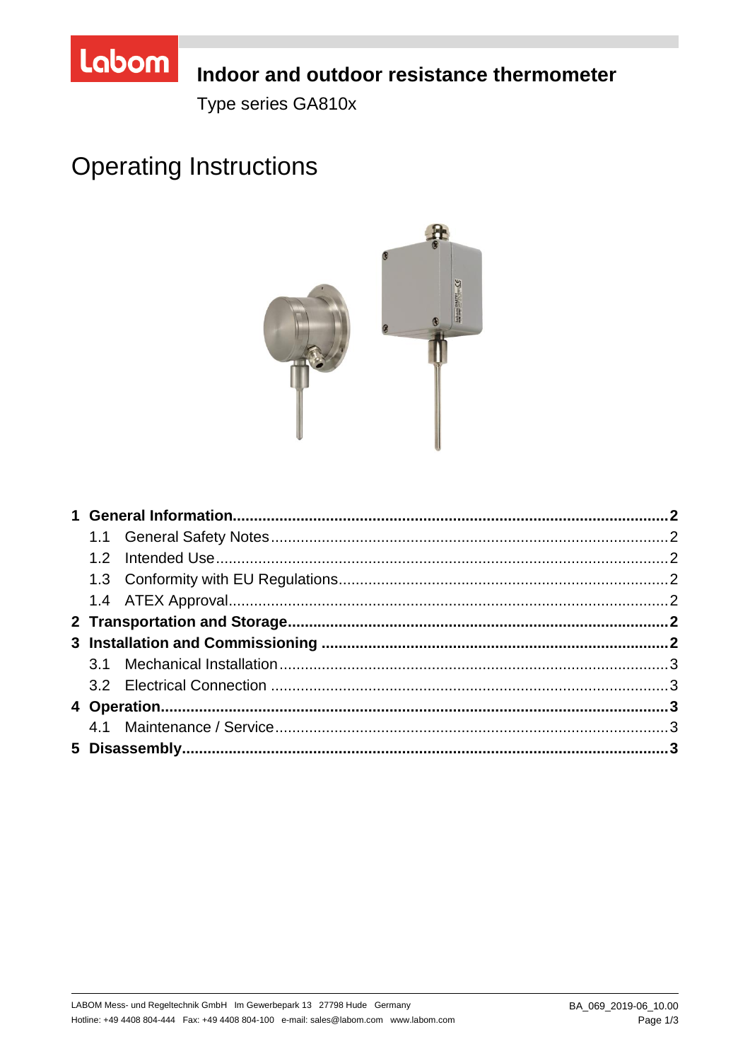Labom

# Indoor and outdoor resistance thermometer

Type series GA810x

# Operating Instructions

**1 General Information....................................................................................................2**

1.1 General Safety Notes.............................................................................................2

1.2 Intended Use..........................................................................................................2

1.3 Conformity with EU Regulations.............................................................................2

1.4 ATEX Approval.......................................................................................................2

**2 Transportation and Storage........................................................................................2**

**3 Installation and Commissioning .................................................................................2**

3.1 Mechanical Installation...........................................................................................3

3.2 Electrical Connection .............................................................................................3

**4 Operation.....................................................................................................................3**

4.1 Maintenance / Service............................................................................................3

**5 Disassembly................................................................................................................3**

LABOM Mess- und Regeltechnik GmbH Im Gewerbepark 13 27798 Hude Germany
Hotline: +49 4408 804-444 Fax: +49 4408 804-100 e-mail: sales@labom.com www.labom.com

BA_069_2019-06_10.00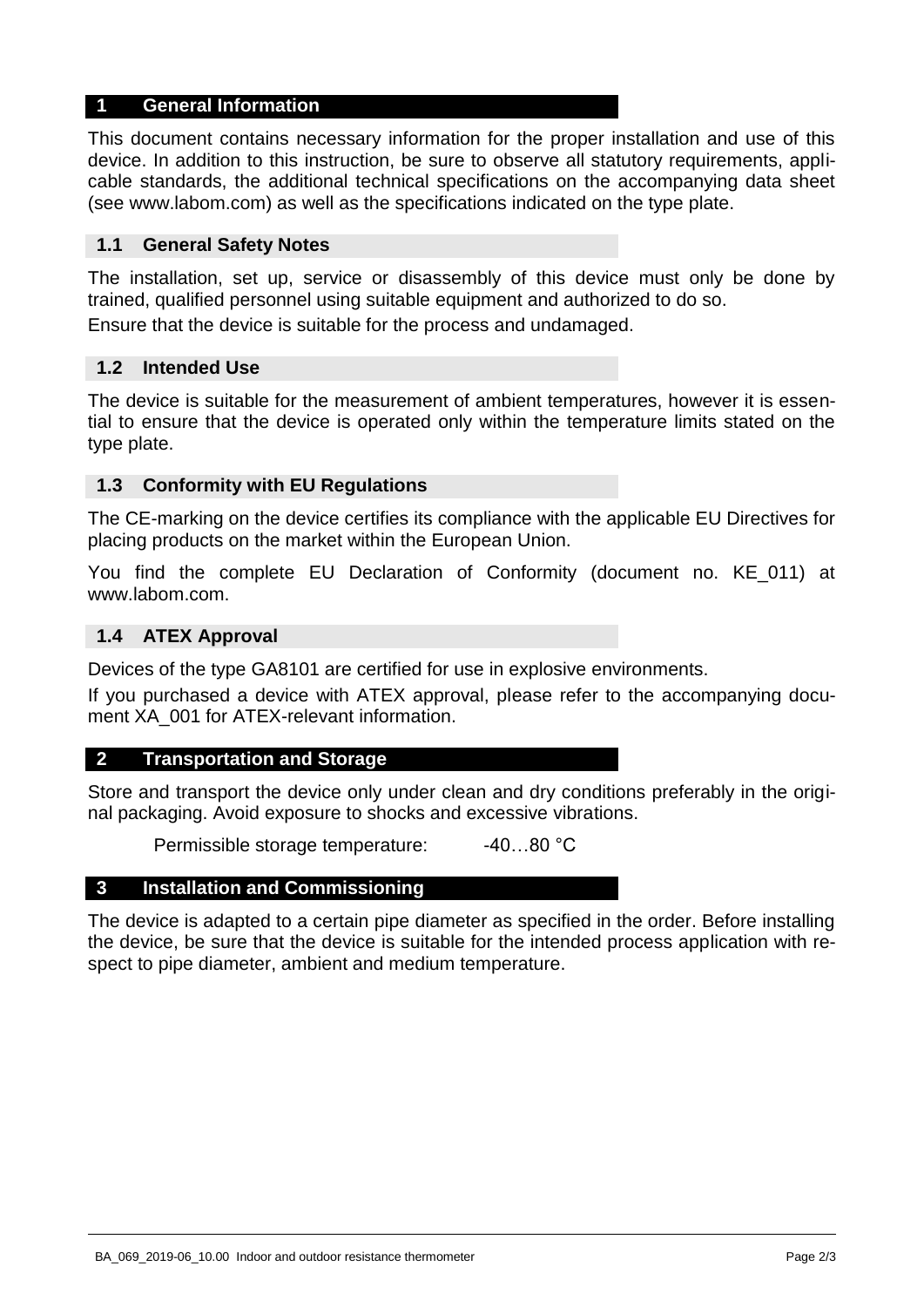## 1 General Information

This document contains necessary information for the proper installation and use of this device. In addition to this instruction, be sure to observe all statutory requirements, applicable standards, the additional technical specifications on the accompanying data sheet (see www.labom.com) as well as the specifications indicated on the type plate.

### 1.1 General Safety Notes

The installation, set up, service or disassembly of this device must only be done by trained, qualified personnel using suitable equipment and authorized to do so.

Ensure that the device is suitable for the process and undamaged.

### 1.2 Intended Use

The device is suitable for the measurement of ambient temperatures, however it is essential to ensure that the device is operated only within the temperature limits stated on the type plate.

### 1.3 Conformity with EU Regulations

The CE-marking on the device certifies its compliance with the applicable EU Directives for placing products on the market within the European Union.

You find the complete EU Declaration of Conformity (document no. KE_011) at www.labom.com.

### 1.4 ATEX Approval

Devices of the type GA8101 are certified for use in explosive environments.

If you purchased a device with ATEX approval, please refer to the accompanying document XA_001 for ATEX-relevant information.

## 2 Transportation and Storage

Store and transport the device only under clean and dry conditions preferably in the original packaging. Avoid exposure to shocks and excessive vibrations.

Permissible storage temperature: -40…80 °C

## 3 Installation and Commissioning

The device is adapted to a certain pipe diameter as specified in the order. Before installing the device, be sure that the device is suitable for the intended process application with respect to pipe diameter, ambient and medium temperature.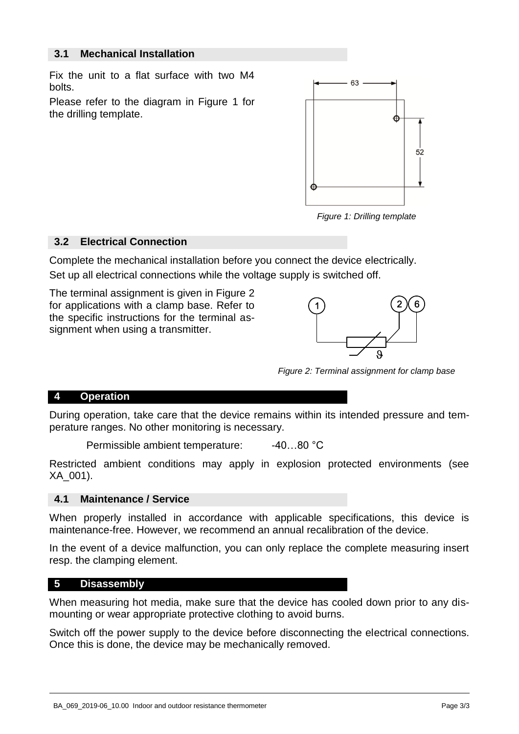### 3.1 Mechanical Installation

Fix the unit to a flat surface with two M4 bolts.

Please refer to the diagram in Figure 1 for the drilling template.

63

52

*Figure 1: Drilling template*

### 3.2 Electrical Connection

Complete the mechanical installation before you connect the device electrically.

Set up all electrical connections while the voltage supply is switched off.

The terminal assignment is given in Figure 2 for applications with a clamp base. Refer to the specific instructions for the terminal assignment when using a transmitter.

1

2

6

ϑ

*Figure 2: Terminal assignment for clamp base*

## 4 Operation

During operation, take care that the device remains within its intended pressure and temperature ranges. No other monitoring is necessary.

Permissible ambient temperature: -40…80 °C

Restricted ambient conditions may apply in explosion protected environments (see XA_001).

### 4.1 Maintenance / Service

When properly installed in accordance with applicable specifications, this device is maintenance-free. However, we recommend an annual recalibration of the device.

In the event of a device malfunction, you can only replace the complete measuring insert resp. the clamping element.

## 5 Disassembly

When measuring hot media, make sure that the device has cooled down prior to any dismounting or wear appropriate protective clothing to avoid burns.

Switch off the power supply to the device before disconnecting the electrical connections. Once this is done, the device may be mechanically removed.